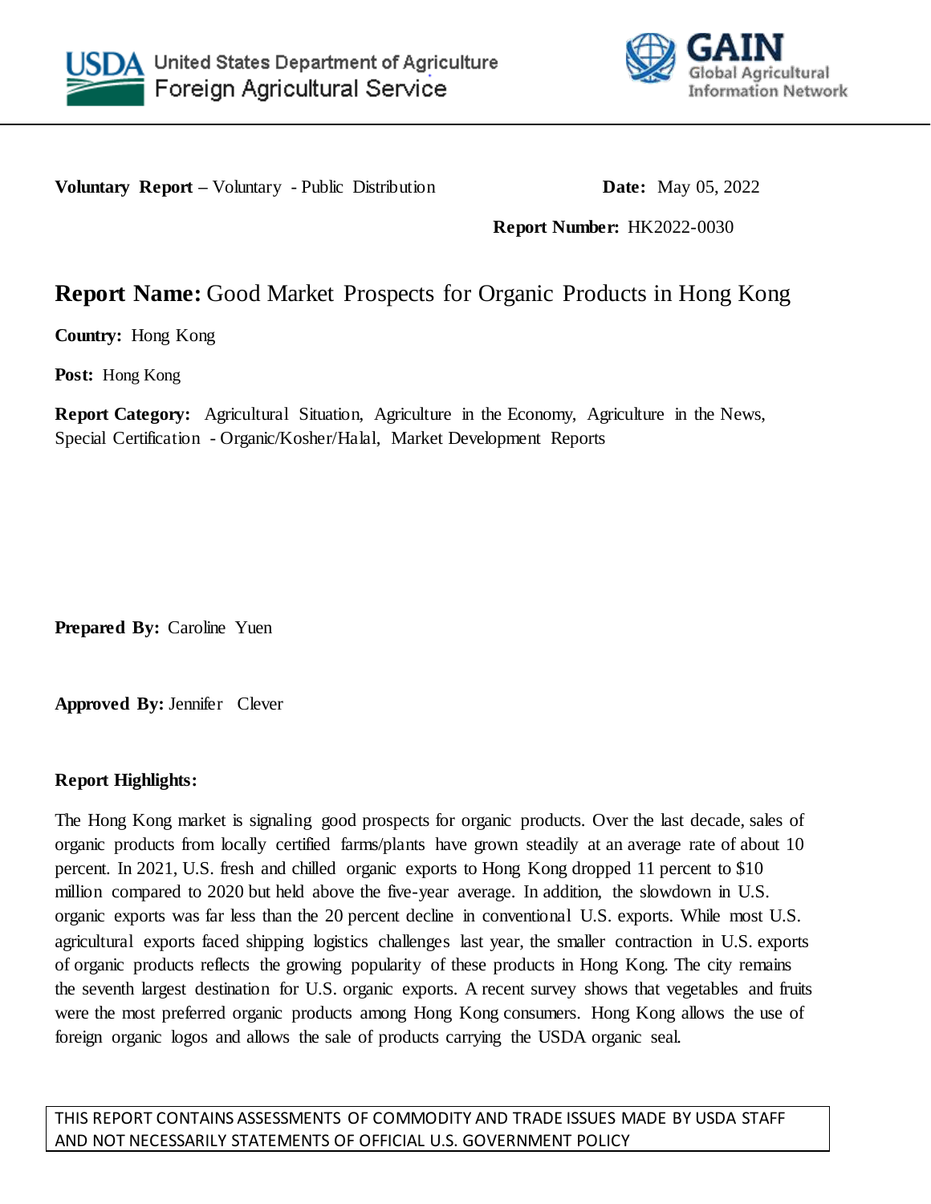United States Department of Agriculture
Foreign Agricultural Service

GAIN
Global Agricultural Information Network

**Voluntary Report** – Voluntary - Public Distribution

**Date:** May 05, 2022

**Report Number:** HK2022-0030

# **Report Name:** Good Market Prospects for Organic Products in Hong Kong

**Country:** Hong Kong

**Post:** Hong Kong

**Report Category:** Agricultural Situation, Agriculture in the Economy, Agriculture in the News, Special Certification - Organic/Kosher/Halal, Market Development Reports

**Prepared By:** Caroline Yuen

**Approved By:** Jennifer Clever

**Report Highlights:**

The Hong Kong market is signaling good prospects for organic products. Over the last decade, sales of organic products from locally certified farms/plants have grown steadily at an average rate of about 10 percent. In 2021, U.S. fresh and chilled organic exports to Hong Kong dropped 11 percent to $10 million compared to 2020 but held above the five-year average. In addition, the slowdown in U.S. organic exports was far less than the 20 percent decline in conventional U.S. exports. While most U.S. agricultural exports faced shipping logistics challenges last year, the smaller contraction in U.S. exports of organic products reflects the growing popularity of these products in Hong Kong. The city remains the seventh largest destination for U.S. organic exports. A recent survey shows that vegetables and fruits were the most preferred organic products among Hong Kong consumers. Hong Kong allows the use of foreign organic logos and allows the sale of products carrying the USDA organic seal.

THIS REPORT CONTAINS ASSESSMENTS OF COMMODITY AND TRADE ISSUES MADE BY USDA STAFF AND NOT NECESSARILY STATEMENTS OF OFFICIAL U.S. GOVERNMENT POLICY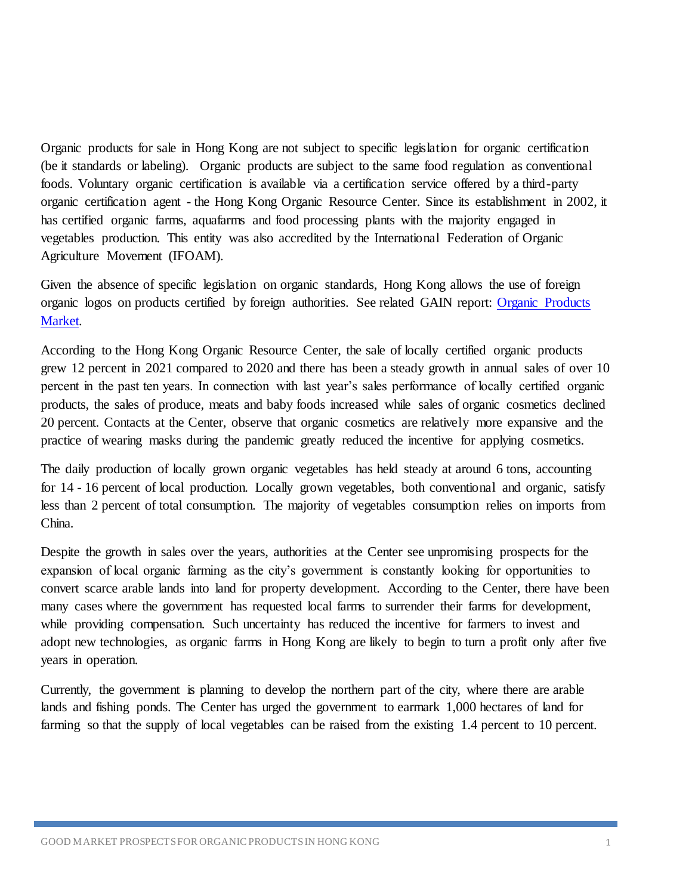Organic products for sale in Hong Kong are not subject to specific legislation for organic certification (be it standards or labeling). Organic products are subject to the same food regulation as conventional foods. Voluntary organic certification is available via a certification service offered by a third-party organic certification agent - the Hong Kong Organic Resource Center. Since its establishment in 2002, it has certified organic farms, aquafarms and food processing plants with the majority engaged in vegetables production. This entity was also accredited by the International Federation of Organic Agriculture Movement (IFOAM).

Given the absence of specific legislation on organic standards, Hong Kong allows the use of foreign organic logos on products certified by foreign authorities. See related GAIN report: [Organic Products Market](Organic Products Market).

According to the Hong Kong Organic Resource Center, the sale of locally certified organic products grew 12 percent in 2021 compared to 2020 and there has been a steady growth in annual sales of over 10 percent in the past ten years. In connection with last year's sales performance of locally certified organic products, the sales of produce, meats and baby foods increased while sales of organic cosmetics declined 20 percent. Contacts at the Center, observe that organic cosmetics are relatively more expansive and the practice of wearing masks during the pandemic greatly reduced the incentive for applying cosmetics.

The daily production of locally grown organic vegetables has held steady at around 6 tons, accounting for 14 - 16 percent of local production. Locally grown vegetables, both conventional and organic, satisfy less than 2 percent of total consumption. The majority of vegetables consumption relies on imports from China.

Despite the growth in sales over the years, authorities at the Center see unpromising prospects for the expansion of local organic farming as the city's government is constantly looking for opportunities to convert scarce arable lands into land for property development. According to the Center, there have been many cases where the government has requested local farms to surrender their farms for development, while providing compensation. Such uncertainty has reduced the incentive for farmers to invest and adopt new technologies, as organic farms in Hong Kong are likely to begin to turn a profit only after five years in operation.

Currently, the government is planning to develop the northern part of the city, where there are arable lands and fishing ponds. The Center has urged the government to earmark 1,000 hectares of land for farming so that the supply of local vegetables can be raised from the existing 1.4 percent to 10 percent.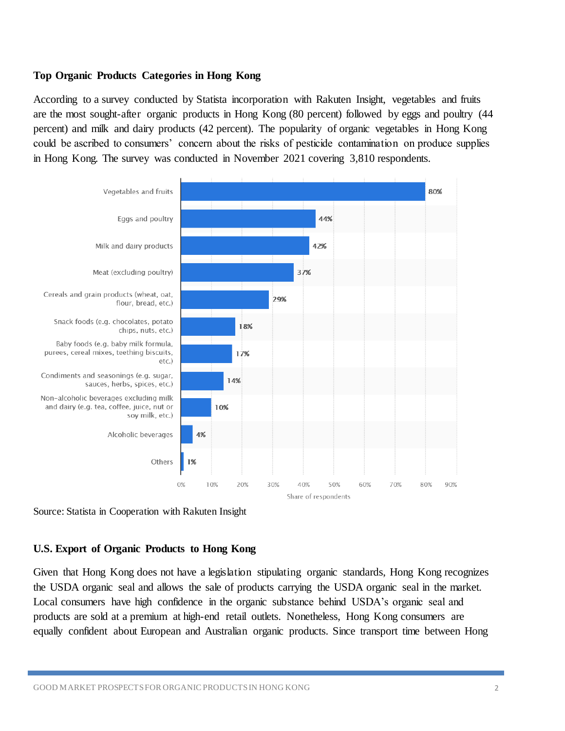### Top Organic Products Categories in Hong Kong

According to a survey conducted by Statista incorporation with Rakuten Insight, vegetables and fruits are the most sought-after organic products in Hong Kong (80 percent) followed by eggs and poultry (44 percent) and milk and dairy products (42 percent). The popularity of organic vegetables in Hong Kong could be ascribed to consumers' concern about the risks of pesticide contamination on produce supplies in Hong Kong. The survey was conducted in November 2021 covering 3,810 respondents.

| Category | Share of respondents |
|---|---|
| Vegetables and fruits | 80% |
| Eggs and poultry | 44% |
| Milk and dairy products | 42% |
| Meat (excluding poultry) | 37% |
| Cereals and grain products (wheat, oat, flour, bread, etc.) | 29% |
| Snack foods (e.g. chocolates, potato chips, nuts, etc.) | 18% |
| Baby foods (e.g. baby milk formula, purees, cereal mixes, teething biscuits, etc.) | 17% |
| Condiments and seasonings (e.g. sugar, sauces, herbs, spices, etc.) | 14% |
| Non-alcoholic beverages excluding milk and dairy (e.g. tea, coffee, juice, nut or soy milk, etc.) | 10% |
| Alcoholic beverages | 4% |
| Others | 1% |

Source: Statista in Cooperation with Rakuten Insight

### U.S. Export of Organic Products to Hong Kong

Given that Hong Kong does not have a legislation stipulating organic standards, Hong Kong recognizes the USDA organic seal and allows the sale of products carrying the USDA organic seal in the market. Local consumers have high confidence in the organic substance behind USDA's organic seal and products are sold at a premium at high-end retail outlets. Nonetheless, Hong Kong consumers are equally confident about European and Australian organic products. Since transport time between Hong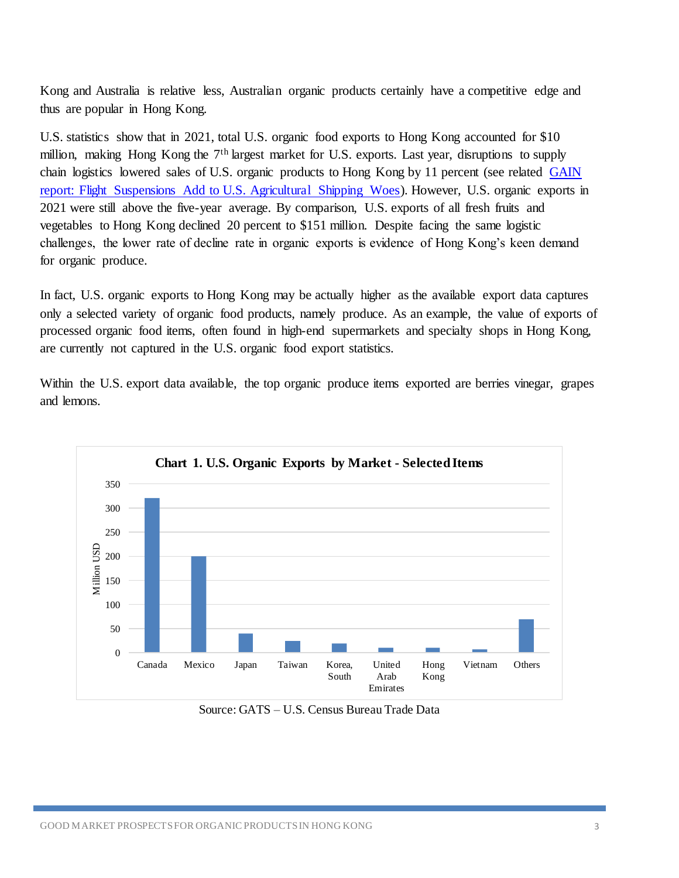Kong and Australia is relative less, Australian organic products certainly have a competitive edge and thus are popular in Hong Kong.

U.S. statistics show that in 2021, total U.S. organic food exports to Hong Kong accounted for $10 million, making Hong Kong the 7th largest market for U.S. exports. Last year, disruptions to supply chain logistics lowered sales of U.S. organic products to Hong Kong by 11 percent (see related [GAIN report: Flight Suspensions Add to U.S. Agricultural Shipping Woes](#)). However, U.S. organic exports in 2021 were still above the five-year average. By comparison, U.S. exports of all fresh fruits and vegetables to Hong Kong declined 20 percent to $151 million. Despite facing the same logistic challenges, the lower rate of decline rate in organic exports is evidence of Hong Kong's keen demand for organic produce.

In fact, U.S. organic exports to Hong Kong may be actually higher as the available export data captures only a selected variety of organic food products, namely produce. As an example, the value of exports of processed organic food items, often found in high-end supermarkets and specialty shops in Hong Kong, are currently not captured in the U.S. organic food export statistics.

Within the U.S. export data available, the top organic produce items exported are berries vinegar, grapes and lemons.

**Chart 1. U.S. Organic Exports by Market - Selected Items**

Source: GATS – U.S. Census Bureau Trade Data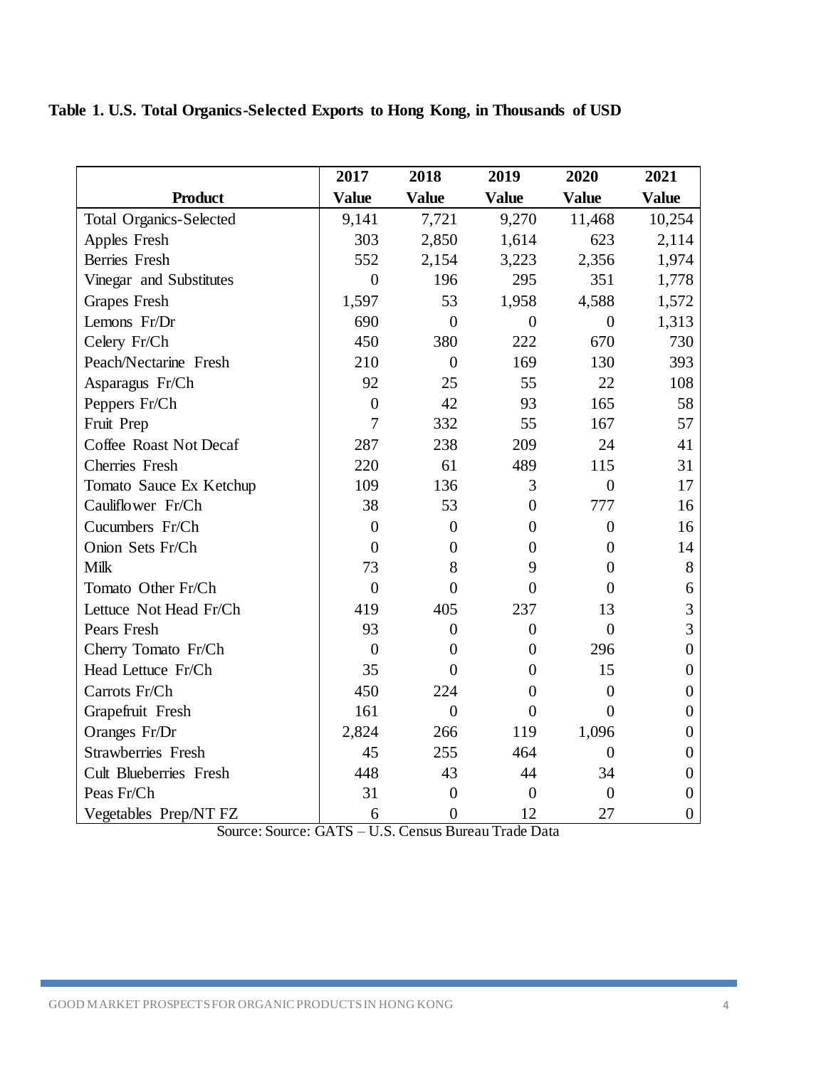**Table 1. U.S. Total Organics-Selected Exports to Hong Kong, in Thousands of USD**

| Product | 2017 Value | 2018 Value | 2019 Value | 2020 Value | 2021 Value |
|---|---|---|---|---|---|
| Total Organics-Selected | 9,141 | 7,721 | 9,270 | 11,468 | 10,254 |
| Apples Fresh | 303 | 2,850 | 1,614 | 623 | 2,114 |
| Berries Fresh | 552 | 2,154 | 3,223 | 2,356 | 1,974 |
| Vinegar and Substitutes | 0 | 196 | 295 | 351 | 1,778 |
| Grapes Fresh | 1,597 | 53 | 1,958 | 4,588 | 1,572 |
| Lemons Fr/Dr | 690 | 0 | 0 | 0 | 1,313 |
| Celery Fr/Ch | 450 | 380 | 222 | 670 | 730 |
| Peach/Nectarine Fresh | 210 | 0 | 169 | 130 | 393 |
| Asparagus Fr/Ch | 92 | 25 | 55 | 22 | 108 |
| Peppers Fr/Ch | 0 | 42 | 93 | 165 | 58 |
| Fruit Prep | 7 | 332 | 55 | 167 | 57 |
| Coffee Roast Not Decaf | 287 | 238 | 209 | 24 | 41 |
| Cherries Fresh | 220 | 61 | 489 | 115 | 31 |
| Tomato Sauce Ex Ketchup | 109 | 136 | 3 | 0 | 17 |
| Cauliflower Fr/Ch | 38 | 53 | 0 | 777 | 16 |
| Cucumbers Fr/Ch | 0 | 0 | 0 | 0 | 16 |
| Onion Sets Fr/Ch | 0 | 0 | 0 | 0 | 14 |
| Milk | 73 | 8 | 9 | 0 | 8 |
| Tomato Other Fr/Ch | 0 | 0 | 0 | 0 | 6 |
| Lettuce Not Head Fr/Ch | 419 | 405 | 237 | 13 | 3 |
| Pears Fresh | 93 | 0 | 0 | 0 | 3 |
| Cherry Tomato Fr/Ch | 0 | 0 | 0 | 296 | 0 |
| Head Lettuce Fr/Ch | 35 | 0 | 0 | 15 | 0 |
| Carrots Fr/Ch | 450 | 224 | 0 | 0 | 0 |
| Grapefruit Fresh | 161 | 0 | 0 | 0 | 0 |
| Oranges Fr/Dr | 2,824 | 266 | 119 | 1,096 | 0 |
| Strawberries Fresh | 45 | 255 | 464 | 0 | 0 |
| Cult Blueberries Fresh | 448 | 43 | 44 | 34 | 0 |
| Peas Fr/Ch | 31 | 0 | 0 | 0 | 0 |
| Vegetables Prep/NT FZ | 6 | 0 | 12 | 27 | 0 |

Source: Source: GATS – U.S. Census Bureau Trade Data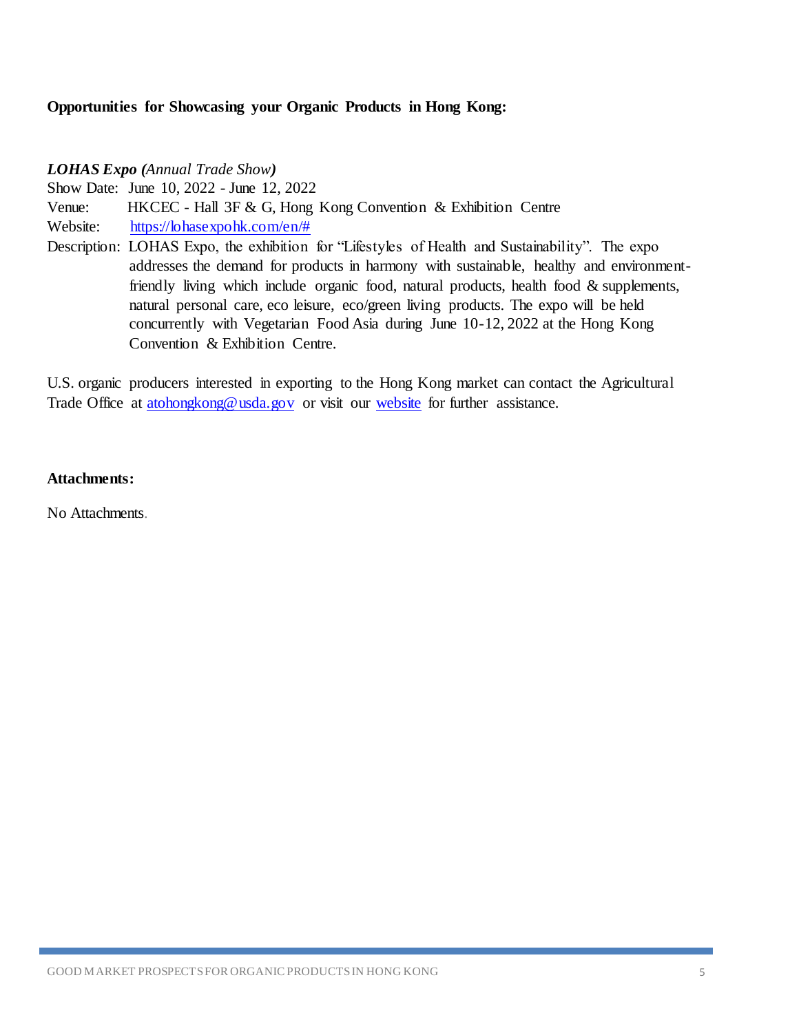**Opportunities for Showcasing your Organic Products in Hong Kong:**

***LOHAS Expo*** *(Annual Trade Show)*

Show Date: June 10, 2022 - June 12, 2022

Venue: HKCEC - Hall 3F & G, Hong Kong Convention & Exhibition Centre

Website: [https://lohasexpohk.com/en/#](https://lohasexpohk.com/en/#)

Description: LOHAS Expo, the exhibition for "Lifestyles of Health and Sustainability". The expo addresses the demand for products in harmony with sustainable, healthy and environment-friendly living which include organic food, natural products, health food & supplements, natural personal care, eco leisure, eco/green living products. The expo will be held concurrently with Vegetarian Food Asia during June 10-12, 2022 at the Hong Kong Convention & Exhibition Centre.

U.S. organic producers interested in exporting to the Hong Kong market can contact the Agricultural Trade Office at atohongkong@usda.gov or visit our website for further assistance.

**Attachments:**

No Attachments.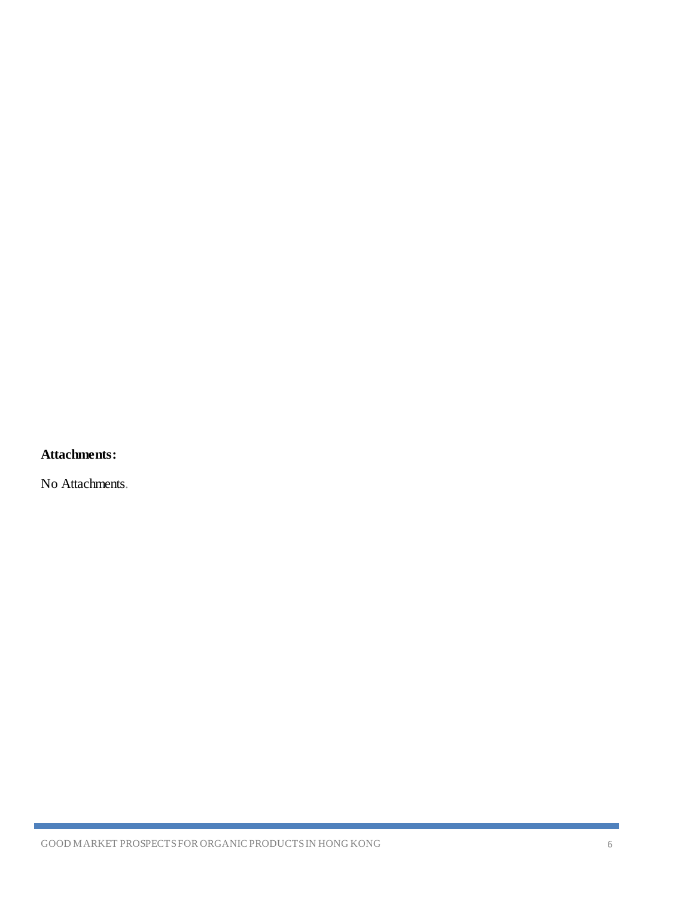**Attachments:**

No Attachments.